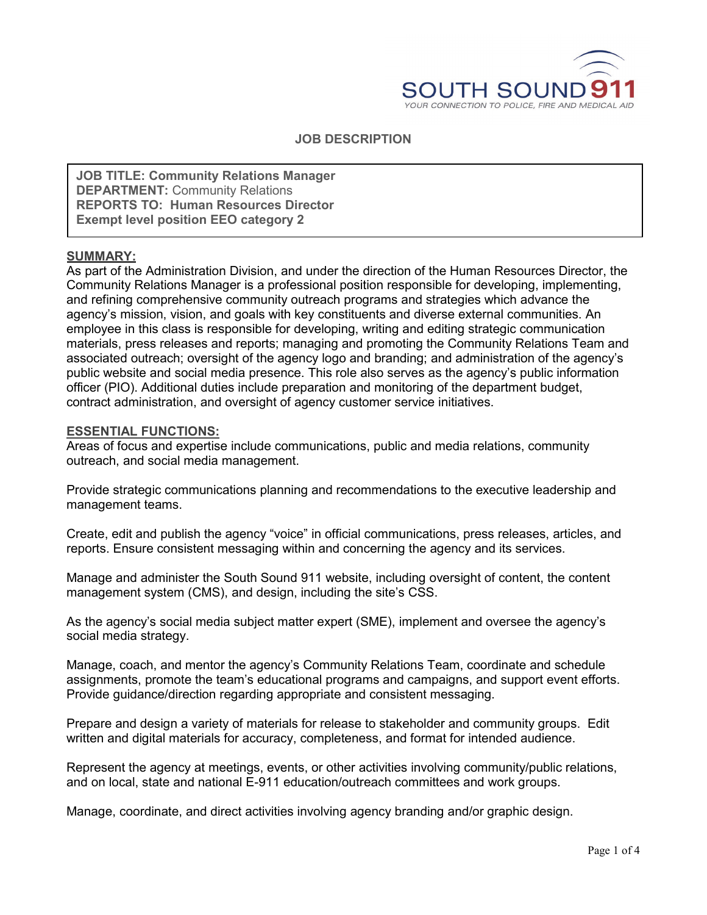SOUTH SOUND 911
YOUR CONNECTION TO POLICE, FIRE AND MEDICAL AID

# JOB DESCRIPTION

**JOB TITLE: Community Relations Manager**
**DEPARTMENT:** Community Relations
**REPORTS TO: Human Resources Director**
**Exempt level position EEO category 2**

## SUMMARY:

As part of the Administration Division, and under the direction of the Human Resources Director, the Community Relations Manager is a professional position responsible for developing, implementing, and refining comprehensive community outreach programs and strategies which advance the agency's mission, vision, and goals with key constituents and diverse external communities. An employee in this class is responsible for developing, writing and editing strategic communication materials, press releases and reports; managing and promoting the Community Relations Team and associated outreach; oversight of the agency logo and branding; and administration of the agency's public website and social media presence. This role also serves as the agency's public information officer (PIO). Additional duties include preparation and monitoring of the department budget, contract administration, and oversight of agency customer service initiatives.

## ESSENTIAL FUNCTIONS:

Areas of focus and expertise include communications, public and media relations, community outreach, and social media management.

Provide strategic communications planning and recommendations to the executive leadership and management teams.

Create, edit and publish the agency "voice" in official communications, press releases, articles, and reports. Ensure consistent messaging within and concerning the agency and its services.

Manage and administer the South Sound 911 website, including oversight of content, the content management system (CMS), and design, including the site's CSS.

As the agency's social media subject matter expert (SME), implement and oversee the agency's social media strategy.

Manage, coach, and mentor the agency's Community Relations Team, coordinate and schedule assignments, promote the team's educational programs and campaigns, and support event efforts. Provide guidance/direction regarding appropriate and consistent messaging.

Prepare and design a variety of materials for release to stakeholder and community groups. Edit written and digital materials for accuracy, completeness, and format for intended audience.

Represent the agency at meetings, events, or other activities involving community/public relations, and on local, state and national E-911 education/outreach committees and work groups.

Manage, coordinate, and direct activities involving agency branding and/or graphic design.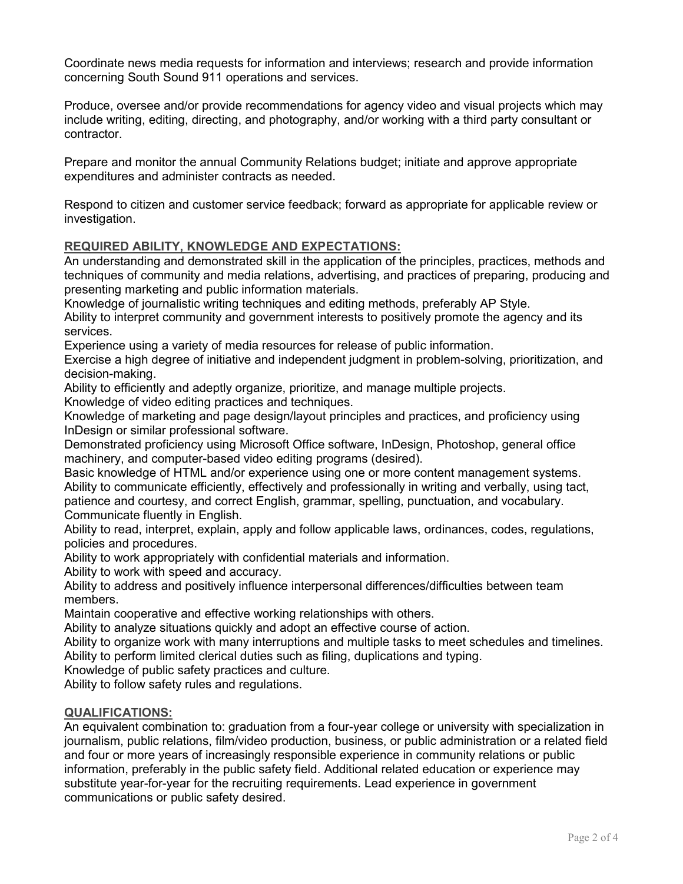Coordinate news media requests for information and interviews; research and provide information concerning South Sound 911 operations and services.

Produce, oversee and/or provide recommendations for agency video and visual projects which may include writing, editing, directing, and photography, and/or working with a third party consultant or contractor.

Prepare and monitor the annual Community Relations budget; initiate and approve appropriate expenditures and administer contracts as needed.

Respond to citizen and customer service feedback; forward as appropriate for applicable review or investigation.

## REQUIRED ABILITY, KNOWLEDGE AND EXPECTATIONS:

An understanding and demonstrated skill in the application of the principles, practices, methods and techniques of community and media relations, advertising, and practices of preparing, producing and presenting marketing and public information materials.
Knowledge of journalistic writing techniques and editing methods, preferably AP Style.
Ability to interpret community and government interests to positively promote the agency and its services.
Experience using a variety of media resources for release of public information.
Exercise a high degree of initiative and independent judgment in problem-solving, prioritization, and decision-making.
Ability to efficiently and adeptly organize, prioritize, and manage multiple projects.
Knowledge of video editing practices and techniques.
Knowledge of marketing and page design/layout principles and practices, and proficiency using InDesign or similar professional software.
Demonstrated proficiency using Microsoft Office software, InDesign, Photoshop, general office machinery, and computer-based video editing programs (desired).
Basic knowledge of HTML and/or experience using one or more content management systems.
Ability to communicate efficiently, effectively and professionally in writing and verbally, using tact, patience and courtesy, and correct English, grammar, spelling, punctuation, and vocabulary.
Communicate fluently in English.
Ability to read, interpret, explain, apply and follow applicable laws, ordinances, codes, regulations, policies and procedures.
Ability to work appropriately with confidential materials and information.
Ability to work with speed and accuracy.
Ability to address and positively influence interpersonal differences/difficulties between team members.
Maintain cooperative and effective working relationships with others.
Ability to analyze situations quickly and adopt an effective course of action.
Ability to organize work with many interruptions and multiple tasks to meet schedules and timelines.
Ability to perform limited clerical duties such as filing, duplications and typing.
Knowledge of public safety practices and culture.
Ability to follow safety rules and regulations.

## QUALIFICATIONS:

An equivalent combination to: graduation from a four-year college or university with specialization in journalism, public relations, film/video production, business, or public administration or a related field and four or more years of increasingly responsible experience in community relations or public information, preferably in the public safety field. Additional related education or experience may substitute year-for-year for the recruiting requirements. Lead experience in government communications or public safety desired.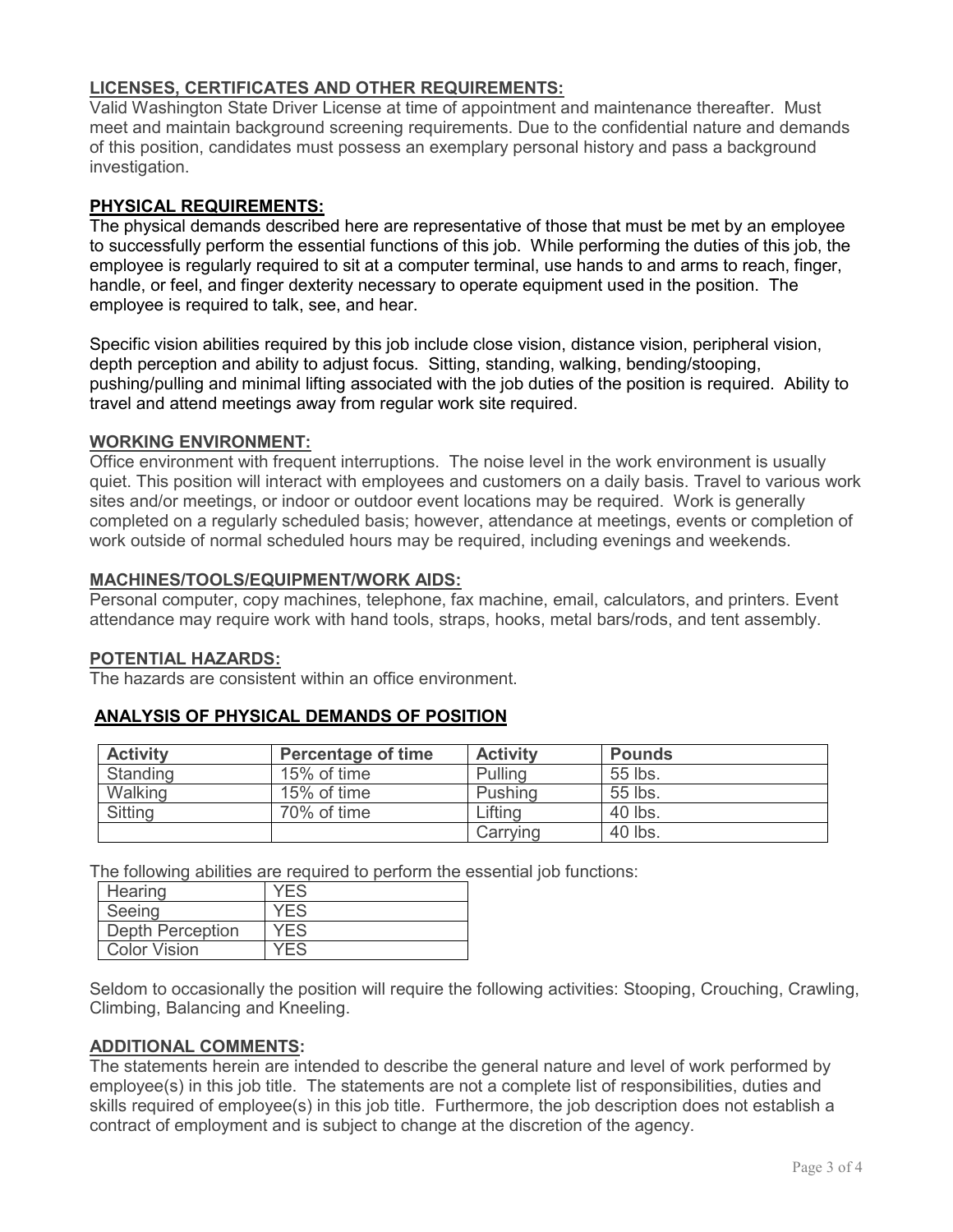## LICENSES, CERTIFICATES AND OTHER REQUIREMENTS:

Valid Washington State Driver License at time of appointment and maintenance thereafter. Must meet and maintain background screening requirements. Due to the confidential nature and demands of this position, candidates must possess an exemplary personal history and pass a background investigation.

## PHYSICAL REQUIREMENTS:

The physical demands described here are representative of those that must be met by an employee to successfully perform the essential functions of this job. While performing the duties of this job, the employee is regularly required to sit at a computer terminal, use hands to and arms to reach, finger, handle, or feel, and finger dexterity necessary to operate equipment used in the position. The employee is required to talk, see, and hear.

Specific vision abilities required by this job include close vision, distance vision, peripheral vision, depth perception and ability to adjust focus. Sitting, standing, walking, bending/stooping, pushing/pulling and minimal lifting associated with the job duties of the position is required. Ability to travel and attend meetings away from regular work site required.

## WORKING ENVIRONMENT:

Office environment with frequent interruptions. The noise level in the work environment is usually quiet. This position will interact with employees and customers on a daily basis. Travel to various work sites and/or meetings, or indoor or outdoor event locations may be required. Work is generally completed on a regularly scheduled basis; however, attendance at meetings, events or completion of work outside of normal scheduled hours may be required, including evenings and weekends.

## MACHINES/TOOLS/EQUIPMENT/WORK AIDS:

Personal computer, copy machines, telephone, fax machine, email, calculators, and printers. Event attendance may require work with hand tools, straps, hooks, metal bars/rods, and tent assembly.

## POTENTIAL HAZARDS:

The hazards are consistent within an office environment.

## ANALYSIS OF PHYSICAL DEMANDS OF POSITION

| Activity | Percentage of time | Activity | Pounds |
|---|---|---|---|
| Standing | 15% of time | Pulling | 55 lbs. |
| Walking | 15% of time | Pushing | 55 lbs. |
| Sitting | 70% of time | Lifting | 40 lbs. |
| | | Carrying | 40 lbs. |

The following abilities are required to perform the essential job functions:

| | |
|---|---|
| Hearing | YES |
| Seeing | YES |
| Depth Perception | YES |
| Color Vision | YES |

Seldom to occasionally the position will require the following activities: Stooping, Crouching, Crawling, Climbing, Balancing and Kneeling.

## ADDITIONAL COMMENTS:

The statements herein are intended to describe the general nature and level of work performed by employee(s) in this job title. The statements are not a complete list of responsibilities, duties and skills required of employee(s) in this job title. Furthermore, the job description does not establish a contract of employment and is subject to change at the discretion of the agency.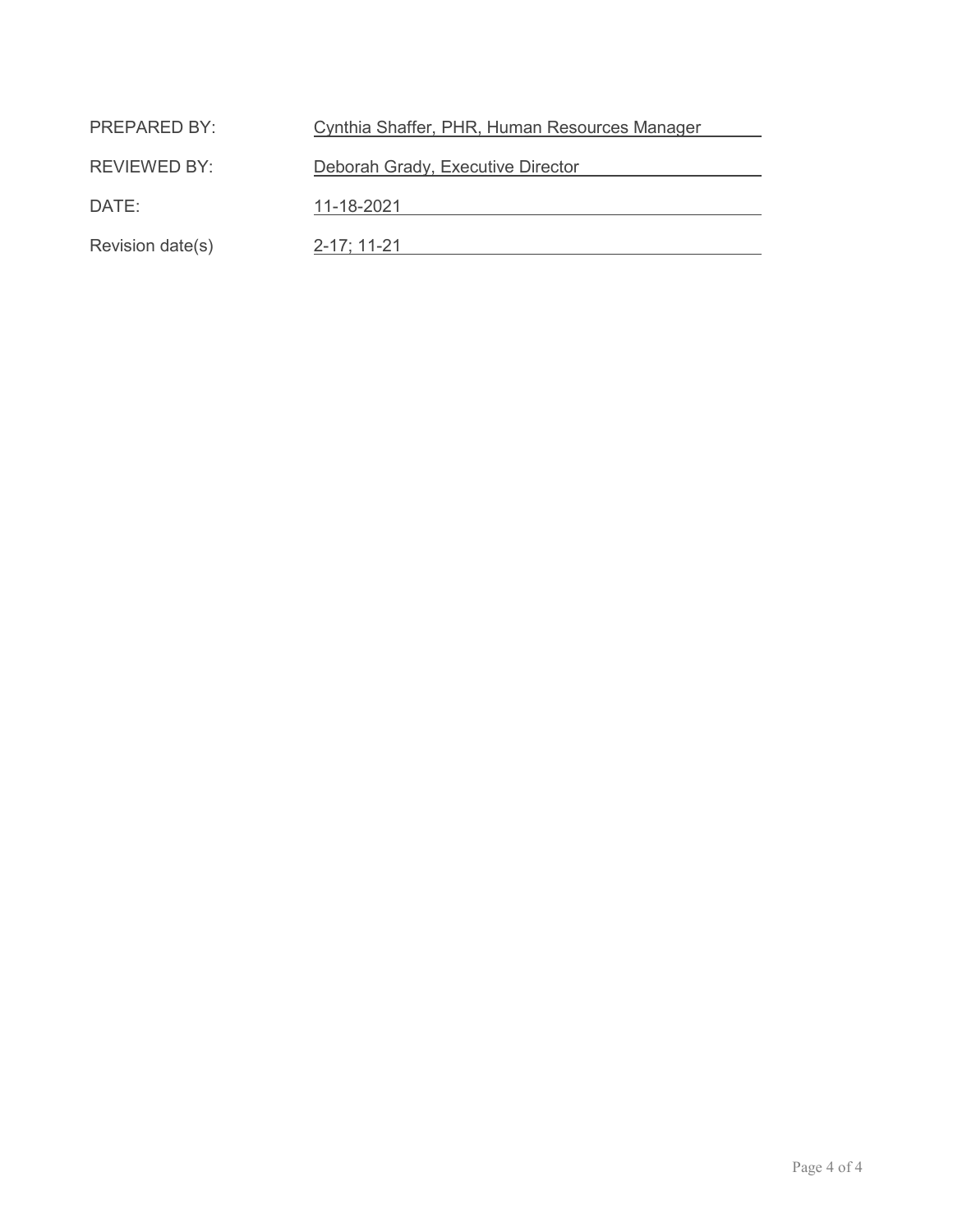| | |
|---|---|
| PREPARED BY: | Cynthia Shaffer, PHR, Human Resources Manager |
| REVIEWED BY: | Deborah Grady, Executive Director |
| DATE: | 11-18-2021 |
| Revision date(s) | 2-17; 11-21 |